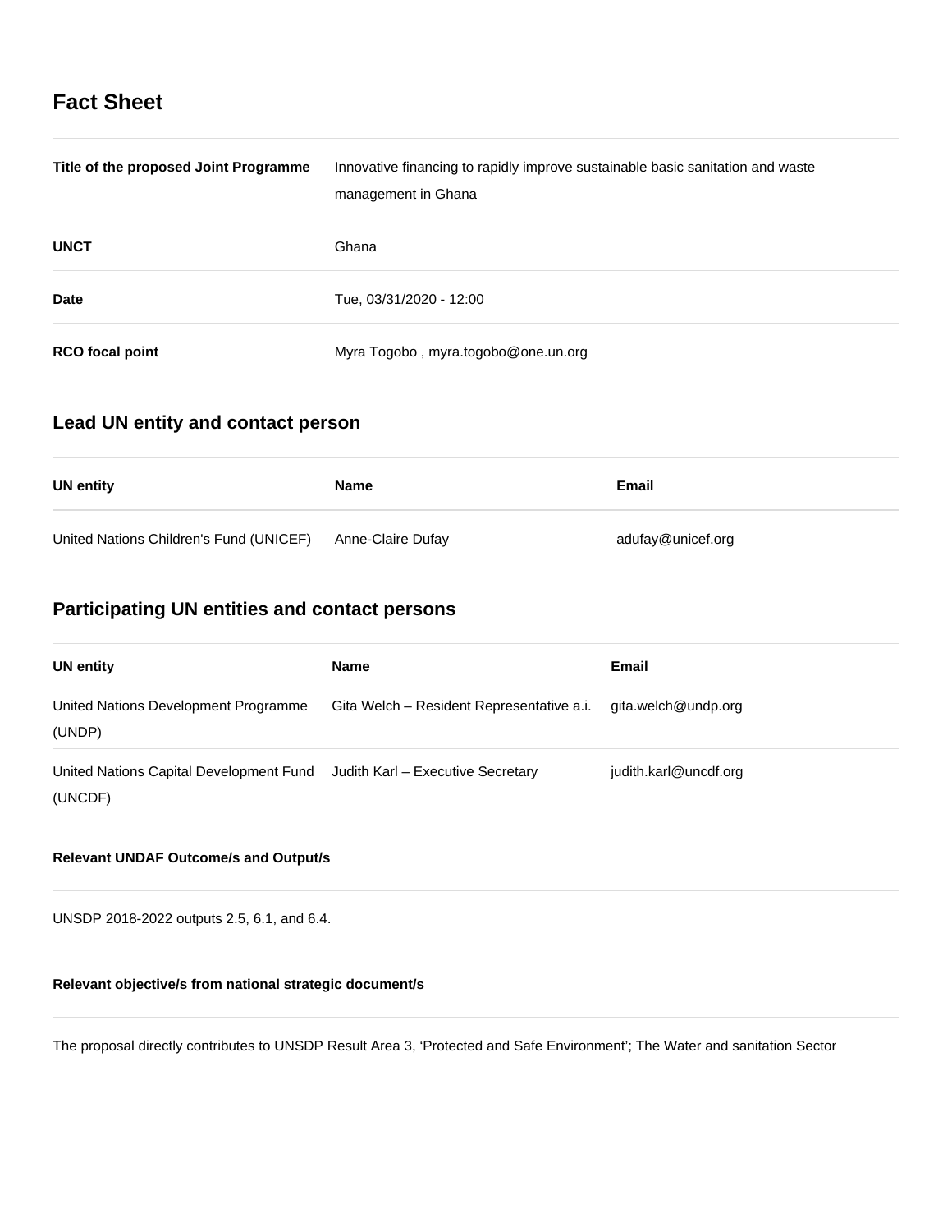## Fact Sheet

| | |
|---|---|
| **Title of the proposed Joint Programme** | Innovative financing to rapidly improve sustainable basic sanitation and waste management in Ghana |
| **UNCT** | Ghana |
| **Date** | Tue, 03/31/2020 - 12:00 |
| **RCO focal point** | Myra Togobo , myra.togobo@one.un.org |

## Lead UN entity and contact person

| UN entity | Name | Email |
|---|---|---|
| United Nations Children's Fund (UNICEF) | Anne-Claire Dufay | adufay@unicef.org |

## Participating UN entities and contact persons

| UN entity | Name | Email |
|---|---|---|
| United Nations Development Programme (UNDP) | Gita Welch – Resident Representative a.i. | gita.welch@undp.org |
| United Nations Capital Development Fund (UNCDF) | Judith Karl – Executive Secretary | judith.karl@uncdf.org |

#### Relevant UNDAF Outcome/s and Output/s

UNSDP 2018-2022 outputs 2.5, 6.1, and 6.4.

#### Relevant objective/s from national strategic document/s

The proposal directly contributes to UNSDP Result Area 3, 'Protected and Safe Environment'; The Water and sanitation Sector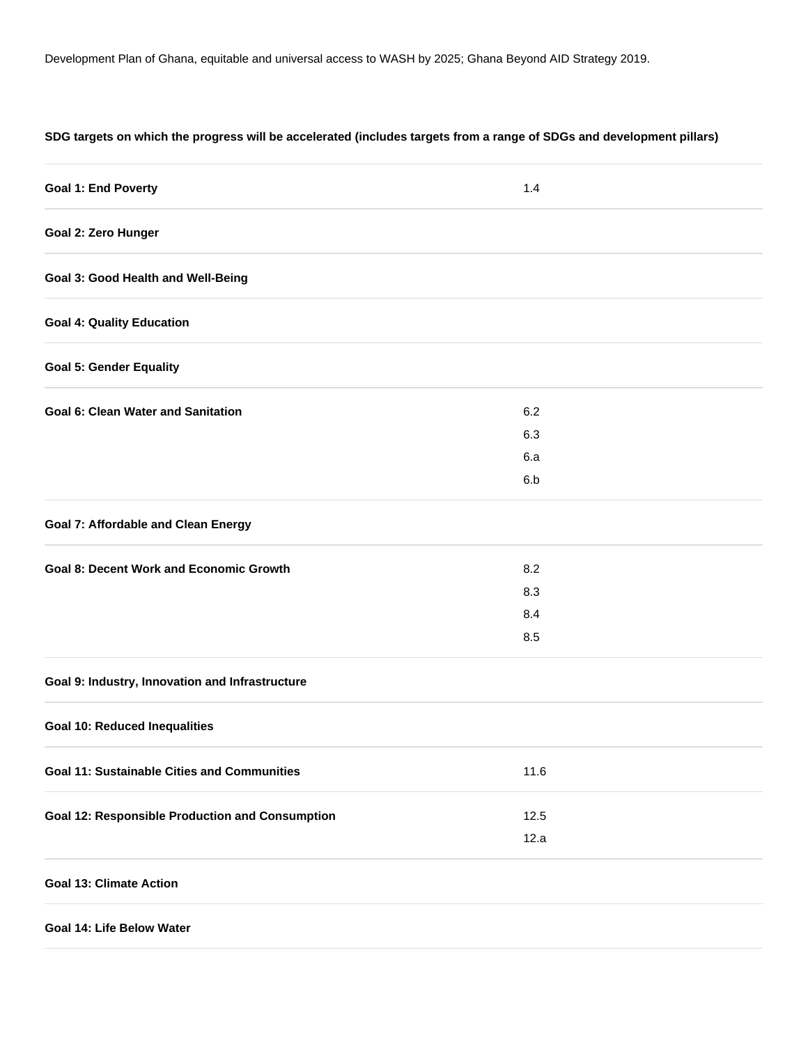Development Plan of Ghana, equitable and universal access to WASH by 2025; Ghana Beyond AID Strategy 2019.

**SDG targets on which the progress will be accelerated (includes targets from a range of SDGs and development pillars)**

| | |
|---|---|
| **Goal 1: End Poverty** | 1.4 |
| **Goal 2: Zero Hunger** | |
| **Goal 3: Good Health and Well-Being** | |
| **Goal 4: Quality Education** | |
| **Goal 5: Gender Equality** | |
| **Goal 6: Clean Water and Sanitation** | 6.2<br>6.3<br>6.a<br>6.b |
| **Goal 7: Affordable and Clean Energy** | |
| **Goal 8: Decent Work and Economic Growth** | 8.2<br>8.3<br>8.4<br>8.5 |
| **Goal 9: Industry, Innovation and Infrastructure** | |
| **Goal 10: Reduced Inequalities** | |
| **Goal 11: Sustainable Cities and Communities** | 11.6 |
| **Goal 12: Responsible Production and Consumption** | 12.5<br>12.a |
| **Goal 13: Climate Action** | |
| **Goal 14: Life Below Water** | |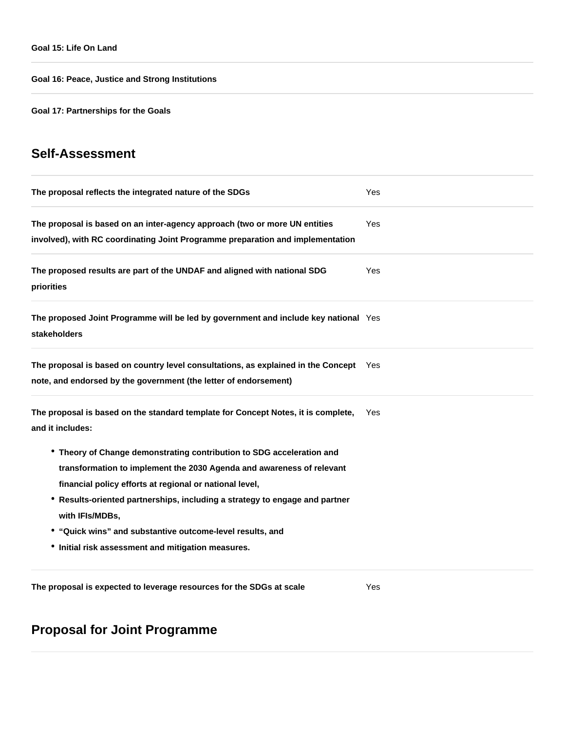**Goal 15: Life On Land**

**Goal 16: Peace, Justice and Strong Institutions**

**Goal 17: Partnerships for the Goals**

## Self-Assessment

| | |
|---|---|
| **The proposal reflects the integrated nature of the SDGs** | Yes |
| **The proposal is based on an inter-agency approach (two or more UN entities involved), with RC coordinating Joint Programme preparation and implementation** | Yes |
| **The proposed results are part of the UNDAF and aligned with national SDG priorities** | Yes |
| **The proposed Joint Programme will be led by government and include key national stakeholders** | Yes |
| **The proposal is based on country level consultations, as explained in the Concept note, and endorsed by the government (the letter of endorsement)** | Yes |
| **The proposal is based on the standard template for Concept Notes, it is complete, and it includes:** • **Theory of Change demonstrating contribution to SDG acceleration and transformation to implement the 2030 Agenda and awareness of relevant financial policy efforts at regional or national level,** • **Results-oriented partnerships, including a strategy to engage and partner with IFIs/MDBs,** • **"Quick wins" and substantive outcome-level results, and** • **Initial risk assessment and mitigation measures.** | Yes |
| **The proposal is expected to leverage resources for the SDGs at scale** | Yes |

## Proposal for Joint Programme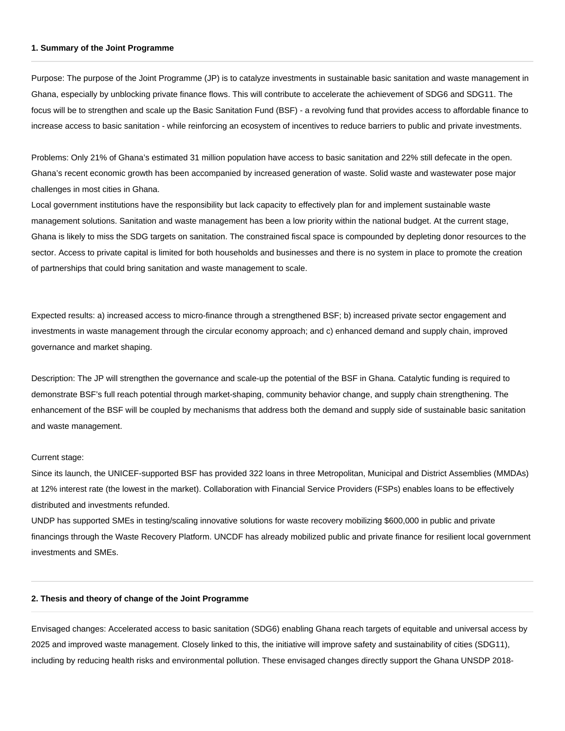#### 1. Summary of the Joint Programme

Purpose: The purpose of the Joint Programme (JP) is to catalyze investments in sustainable basic sanitation and waste management in Ghana, especially by unblocking private finance flows. This will contribute to accelerate the achievement of SDG6 and SDG11. The focus will be to strengthen and scale up the Basic Sanitation Fund (BSF) - a revolving fund that provides access to affordable finance to increase access to basic sanitation - while reinforcing an ecosystem of incentives to reduce barriers to public and private investments.

Problems: Only 21% of Ghana's estimated 31 million population have access to basic sanitation and 22% still defecate in the open. Ghana's recent economic growth has been accompanied by increased generation of waste. Solid waste and wastewater pose major challenges in most cities in Ghana.
Local government institutions have the responsibility but lack capacity to effectively plan for and implement sustainable waste management solutions. Sanitation and waste management has been a low priority within the national budget. At the current stage, Ghana is likely to miss the SDG targets on sanitation. The constrained fiscal space is compounded by depleting donor resources to the sector. Access to private capital is limited for both households and businesses and there is no system in place to promote the creation of partnerships that could bring sanitation and waste management to scale.

Expected results: a) increased access to micro-finance through a strengthened BSF; b) increased private sector engagement and investments in waste management through the circular economy approach; and c) enhanced demand and supply chain, improved governance and market shaping.

Description: The JP will strengthen the governance and scale-up the potential of the BSF in Ghana. Catalytic funding is required to demonstrate BSF's full reach potential through market-shaping, community behavior change, and supply chain strengthening. The enhancement of the BSF will be coupled by mechanisms that address both the demand and supply side of sustainable basic sanitation and waste management.

Current stage:
Since its launch, the UNICEF-supported BSF has provided 322 loans in three Metropolitan, Municipal and District Assemblies (MMDAs) at 12% interest rate (the lowest in the market). Collaboration with Financial Service Providers (FSPs) enables loans to be effectively distributed and investments refunded.
UNDP has supported SMEs in testing/scaling innovative solutions for waste recovery mobilizing $600,000 in public and private financings through the Waste Recovery Platform. UNCDF has already mobilized public and private finance for resilient local government investments and SMEs.

#### 2. Thesis and theory of change of the Joint Programme

Envisaged changes: Accelerated access to basic sanitation (SDG6) enabling Ghana reach targets of equitable and universal access by 2025 and improved waste management. Closely linked to this, the initiative will improve safety and sustainability of cities (SDG11), including by reducing health risks and environmental pollution. These envisaged changes directly support the Ghana UNSDP 2018-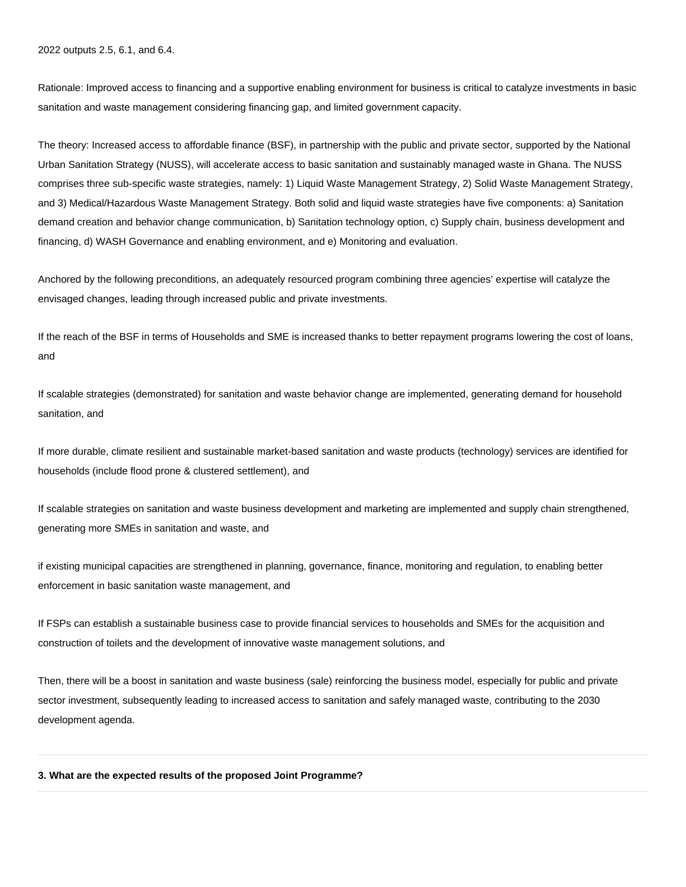2022 outputs 2.5, 6.1, and 6.4.

Rationale: Improved access to financing and a supportive enabling environment for business is critical to catalyze investments in basic sanitation and waste management considering financing gap, and limited government capacity.

The theory: Increased access to affordable finance (BSF), in partnership with the public and private sector, supported by the National Urban Sanitation Strategy (NUSS), will accelerate access to basic sanitation and sustainably managed waste in Ghana. The NUSS comprises three sub-specific waste strategies, namely: 1) Liquid Waste Management Strategy, 2) Solid Waste Management Strategy, and 3) Medical/Hazardous Waste Management Strategy. Both solid and liquid waste strategies have five components: a) Sanitation demand creation and behavior change communication, b) Sanitation technology option, c) Supply chain, business development and financing, d) WASH Governance and enabling environment, and e) Monitoring and evaluation.

Anchored by the following preconditions, an adequately resourced program combining three agencies' expertise will catalyze the envisaged changes, leading through increased public and private investments.

If the reach of the BSF in terms of Households and SME is increased thanks to better repayment programs lowering the cost of loans, and

If scalable strategies (demonstrated) for sanitation and waste behavior change are implemented, generating demand for household sanitation, and

If more durable, climate resilient and sustainable market-based sanitation and waste products (technology) services are identified for households (include flood prone & clustered settlement), and

If scalable strategies on sanitation and waste business development and marketing are implemented and supply chain strengthened, generating more SMEs in sanitation and waste, and

if existing municipal capacities are strengthened in planning, governance, finance, monitoring and regulation, to enabling better enforcement in basic sanitation waste management, and

If FSPs can establish a sustainable business case to provide financial services to households and SMEs for the acquisition and construction of toilets and the development of innovative waste management solutions, and

Then, there will be a boost in sanitation and waste business (sale) reinforcing the business model, especially for public and private sector investment, subsequently leading to increased access to sanitation and safely managed waste, contributing to the 2030 development agenda.

---

**3. What are the expected results of the proposed Joint Programme?**

---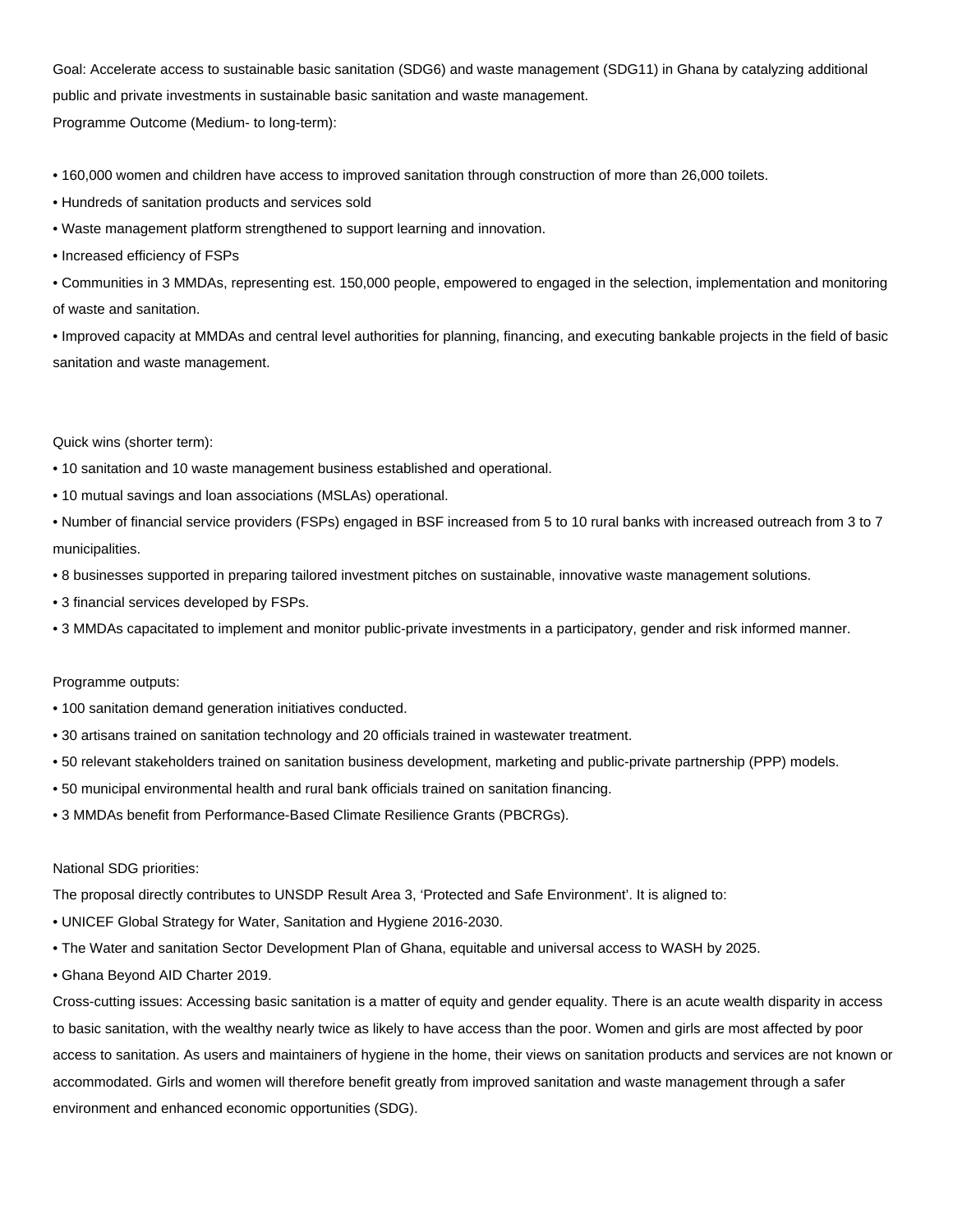Goal: Accelerate access to sustainable basic sanitation (SDG6) and waste management (SDG11) in Ghana by catalyzing additional public and private investments in sustainable basic sanitation and waste management.

Programme Outcome (Medium- to long-term):

- 160,000 women and children have access to improved sanitation through construction of more than 26,000 toilets.
- Hundreds of sanitation products and services sold
- Waste management platform strengthened to support learning and innovation.
- Increased efficiency of FSPs
- Communities in 3 MMDAs, representing est. 150,000 people, empowered to engaged in the selection, implementation and monitoring of waste and sanitation.
- Improved capacity at MMDAs and central level authorities for planning, financing, and executing bankable projects in the field of basic sanitation and waste management.

Quick wins (shorter term):

- 10 sanitation and 10 waste management business established and operational.
- 10 mutual savings and loan associations (MSLAs) operational.
- Number of financial service providers (FSPs) engaged in BSF increased from 5 to 10 rural banks with increased outreach from 3 to 7 municipalities.
- 8 businesses supported in preparing tailored investment pitches on sustainable, innovative waste management solutions.
- 3 financial services developed by FSPs.
- 3 MMDAs capacitated to implement and monitor public-private investments in a participatory, gender and risk informed manner.

Programme outputs:

- 100 sanitation demand generation initiatives conducted.
- 30 artisans trained on sanitation technology and 20 officials trained in wastewater treatment.
- 50 relevant stakeholders trained on sanitation business development, marketing and public-private partnership (PPP) models.
- 50 municipal environmental health and rural bank officials trained on sanitation financing.
- 3 MMDAs benefit from Performance-Based Climate Resilience Grants (PBCRGs).

National SDG priorities:

The proposal directly contributes to UNSDP Result Area 3, 'Protected and Safe Environment'. It is aligned to:

- UNICEF Global Strategy for Water, Sanitation and Hygiene 2016-2030.
- The Water and sanitation Sector Development Plan of Ghana, equitable and universal access to WASH by 2025.
- Ghana Beyond AID Charter 2019.

Cross-cutting issues: Accessing basic sanitation is a matter of equity and gender equality. There is an acute wealth disparity in access to basic sanitation, with the wealthy nearly twice as likely to have access than the poor. Women and girls are most affected by poor access to sanitation. As users and maintainers of hygiene in the home, their views on sanitation products and services are not known or accommodated. Girls and women will therefore benefit greatly from improved sanitation and waste management through a safer environment and enhanced economic opportunities (SDG).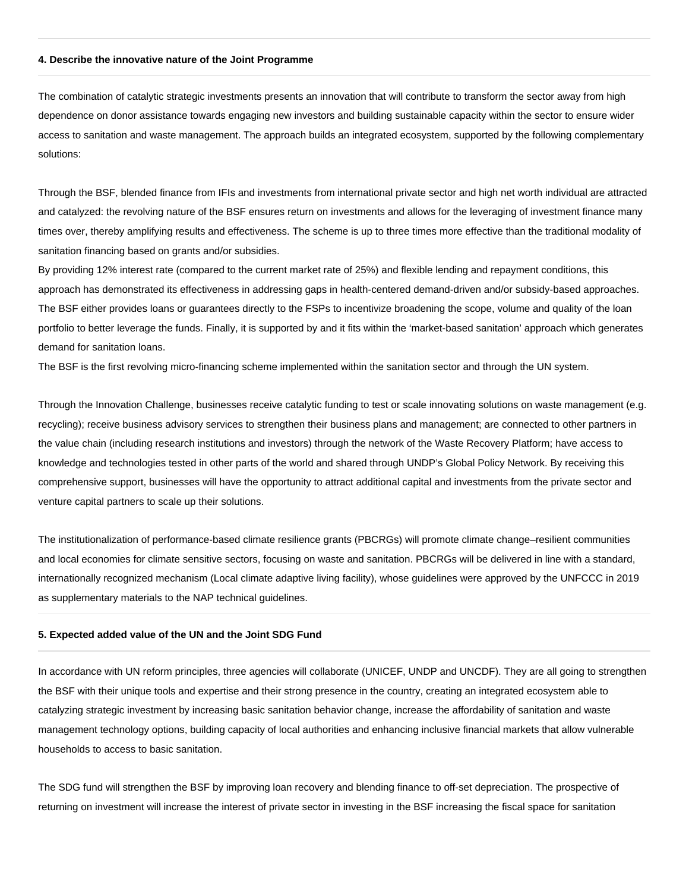#### 4. Describe the innovative nature of the Joint Programme

The combination of catalytic strategic investments presents an innovation that will contribute to transform the sector away from high dependence on donor assistance towards engaging new investors and building sustainable capacity within the sector to ensure wider access to sanitation and waste management. The approach builds an integrated ecosystem, supported by the following complementary solutions:

Through the BSF, blended finance from IFIs and investments from international private sector and high net worth individual are attracted and catalyzed: the revolving nature of the BSF ensures return on investments and allows for the leveraging of investment finance many times over, thereby amplifying results and effectiveness. The scheme is up to three times more effective than the traditional modality of sanitation financing based on grants and/or subsidies.
By providing 12% interest rate (compared to the current market rate of 25%) and flexible lending and repayment conditions, this approach has demonstrated its effectiveness in addressing gaps in health-centered demand-driven and/or subsidy-based approaches. The BSF either provides loans or guarantees directly to the FSPs to incentivize broadening the scope, volume and quality of the loan portfolio to better leverage the funds. Finally, it is supported by and it fits within the 'market-based sanitation' approach which generates demand for sanitation loans.
The BSF is the first revolving micro-financing scheme implemented within the sanitation sector and through the UN system.

Through the Innovation Challenge, businesses receive catalytic funding to test or scale innovating solutions on waste management (e.g. recycling); receive business advisory services to strengthen their business plans and management; are connected to other partners in the value chain (including research institutions and investors) through the network of the Waste Recovery Platform; have access to knowledge and technologies tested in other parts of the world and shared through UNDP's Global Policy Network. By receiving this comprehensive support, businesses will have the opportunity to attract additional capital and investments from the private sector and venture capital partners to scale up their solutions.

The institutionalization of performance-based climate resilience grants (PBCRGs) will promote climate change–resilient communities and local economies for climate sensitive sectors, focusing on waste and sanitation. PBCRGs will be delivered in line with a standard, internationally recognized mechanism (Local climate adaptive living facility), whose guidelines were approved by the UNFCCC in 2019 as supplementary materials to the NAP technical guidelines.

#### 5. Expected added value of the UN and the Joint SDG Fund

In accordance with UN reform principles, three agencies will collaborate (UNICEF, UNDP and UNCDF). They are all going to strengthen the BSF with their unique tools and expertise and their strong presence in the country, creating an integrated ecosystem able to catalyzing strategic investment by increasing basic sanitation behavior change, increase the affordability of sanitation and waste management technology options, building capacity of local authorities and enhancing inclusive financial markets that allow vulnerable households to access to basic sanitation.

The SDG fund will strengthen the BSF by improving loan recovery and blending finance to off-set depreciation. The prospective of returning on investment will increase the interest of private sector in investing in the BSF increasing the fiscal space for sanitation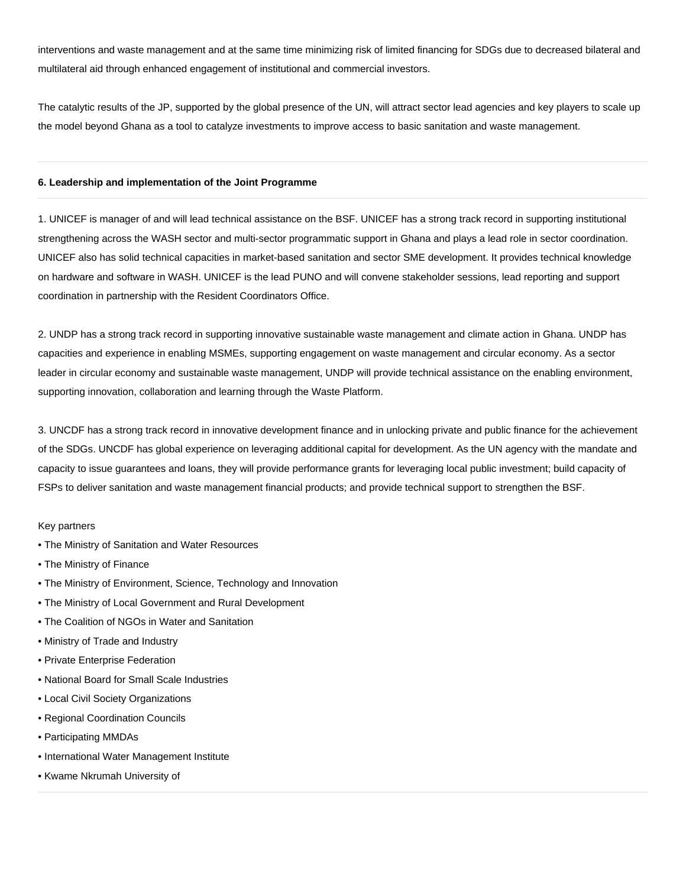interventions and waste management and at the same time minimizing risk of limited financing for SDGs due to decreased bilateral and multilateral aid through enhanced engagement of institutional and commercial investors.

The catalytic results of the JP, supported by the global presence of the UN, will attract sector lead agencies and key players to scale up the model beyond Ghana as a tool to catalyze investments to improve access to basic sanitation and waste management.

---

**6. Leadership and implementation of the Joint Programme**

---

1. UNICEF is manager of and will lead technical assistance on the BSF. UNICEF has a strong track record in supporting institutional strengthening across the WASH sector and multi-sector programmatic support in Ghana and plays a lead role in sector coordination. UNICEF also has solid technical capacities in market-based sanitation and sector SME development. It provides technical knowledge on hardware and software in WASH. UNICEF is the lead PUNO and will convene stakeholder sessions, lead reporting and support coordination in partnership with the Resident Coordinators Office.

2. UNDP has a strong track record in supporting innovative sustainable waste management and climate action in Ghana. UNDP has capacities and experience in enabling MSMEs, supporting engagement on waste management and circular economy. As a sector leader in circular economy and sustainable waste management, UNDP will provide technical assistance on the enabling environment, supporting innovation, collaboration and learning through the Waste Platform.

3. UNCDF has a strong track record in innovative development finance and in unlocking private and public finance for the achievement of the SDGs. UNCDF has global experience on leveraging additional capital for development. As the UN agency with the mandate and capacity to issue guarantees and loans, they will provide performance grants for leveraging local public investment; build capacity of FSPs to deliver sanitation and waste management financial products; and provide technical support to strengthen the BSF.

Key partners
• The Ministry of Sanitation and Water Resources
• The Ministry of Finance
• The Ministry of Environment, Science, Technology and Innovation
• The Ministry of Local Government and Rural Development
• The Coalition of NGOs in Water and Sanitation
• Ministry of Trade and Industry
• Private Enterprise Federation
• National Board for Small Scale Industries
• Local Civil Society Organizations
• Regional Coordination Councils
• Participating MMDAs
• International Water Management Institute
• Kwame Nkrumah University of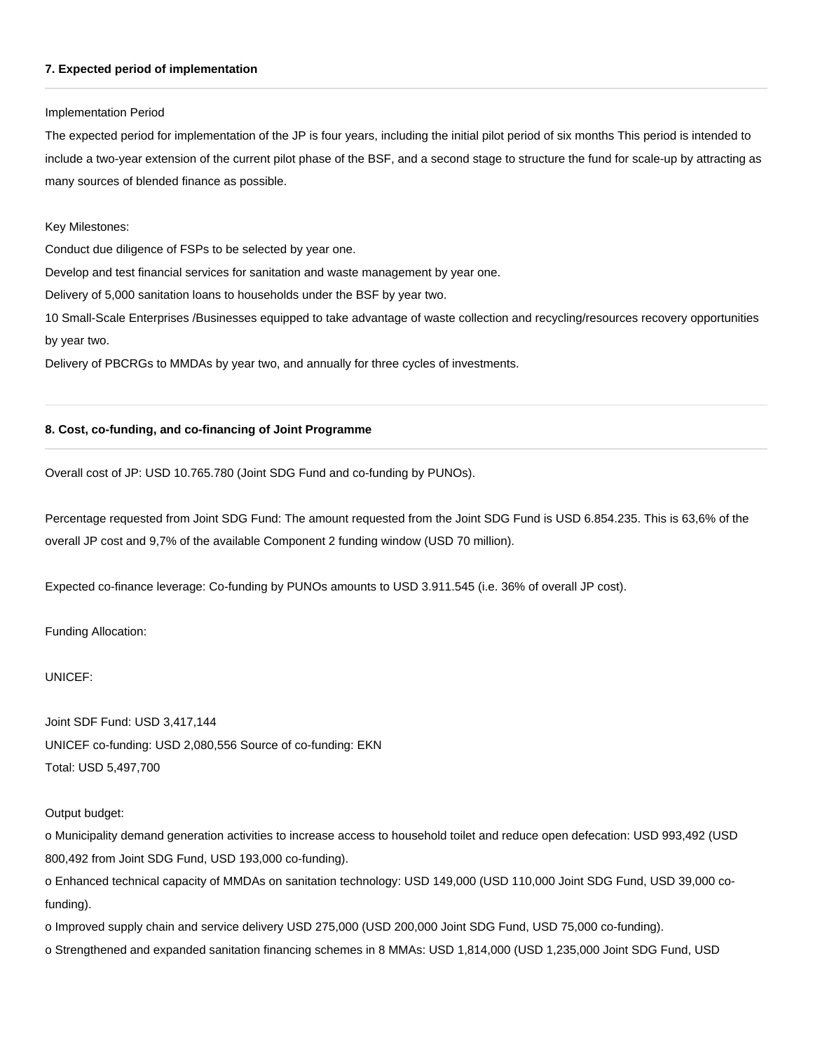### 7. Expected period of implementation

Implementation Period

The expected period for implementation of the JP is four years, including the initial pilot period of six months This period is intended to include a two-year extension of the current pilot phase of the BSF, and a second stage to structure the fund for scale-up by attracting as many sources of blended finance as possible.

Key Milestones:

Conduct due diligence of FSPs to be selected by year one.

Develop and test financial services for sanitation and waste management by year one.

Delivery of 5,000 sanitation loans to households under the BSF by year two.

10 Small-Scale Enterprises /Businesses equipped to take advantage of waste collection and recycling/resources recovery opportunities by year two.

Delivery of PBCRGs to MMDAs by year two, and annually for three cycles of investments.

### 8. Cost, co-funding, and co-financing of Joint Programme

Overall cost of JP: USD 10.765.780 (Joint SDG Fund and co-funding by PUNOs).

Percentage requested from Joint SDG Fund: The amount requested from the Joint SDG Fund is USD 6.854.235. This is 63,6% of the overall JP cost and 9,7% of the available Component 2 funding window (USD 70 million).

Expected co-finance leverage: Co-funding by PUNOs amounts to USD 3.911.545 (i.e. 36% of overall JP cost).

Funding Allocation:

UNICEF:

Joint SDF Fund: USD 3,417,144

UNICEF co-funding: USD 2,080,556 Source of co-funding: EKN

Total: USD 5,497,700

Output budget:

o Municipality demand generation activities to increase access to household toilet and reduce open defecation: USD 993,492 (USD 800,492 from Joint SDG Fund, USD 193,000 co-funding).

o Enhanced technical capacity of MMDAs on sanitation technology: USD 149,000 (USD 110,000 Joint SDG Fund, USD 39,000 co-funding).

o Improved supply chain and service delivery USD 275,000 (USD 200,000 Joint SDG Fund, USD 75,000 co-funding).

o Strengthened and expanded sanitation financing schemes in 8 MMAs: USD 1,814,000 (USD 1,235,000 Joint SDG Fund, USD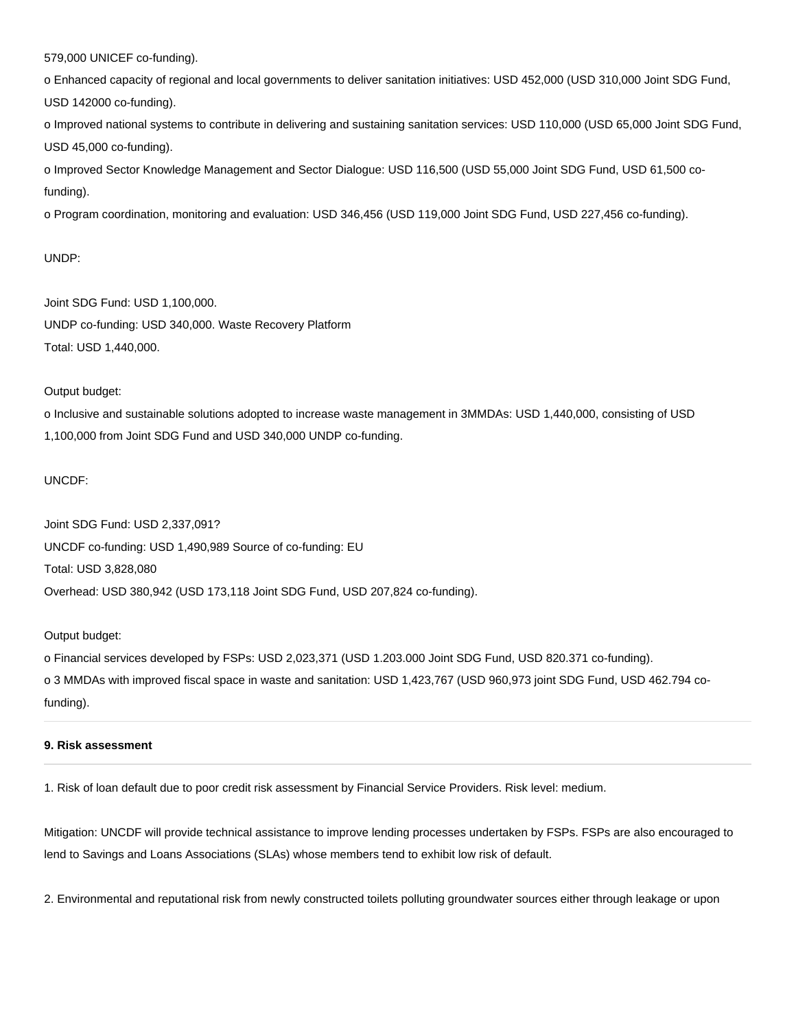579,000 UNICEF co-funding).

o Enhanced capacity of regional and local governments to deliver sanitation initiatives: USD 452,000 (USD 310,000 Joint SDG Fund, USD 142000 co-funding).

o Improved national systems to contribute in delivering and sustaining sanitation services: USD 110,000 (USD 65,000 Joint SDG Fund, USD 45,000 co-funding).

o Improved Sector Knowledge Management and Sector Dialogue: USD 116,500 (USD 55,000 Joint SDG Fund, USD 61,500 co-funding).

o Program coordination, monitoring and evaluation: USD 346,456 (USD 119,000 Joint SDG Fund, USD 227,456 co-funding).

UNDP:

Joint SDG Fund: USD 1,100,000.
UNDP co-funding: USD 340,000. Waste Recovery Platform
Total: USD 1,440,000.

Output budget:

o Inclusive and sustainable solutions adopted to increase waste management in 3MMDAs: USD 1,440,000, consisting of USD 1,100,000 from Joint SDG Fund and USD 340,000 UNDP co-funding.

UNCDF:

Joint SDG Fund: USD 2,337,091?
UNCDF co-funding: USD 1,490,989 Source of co-funding: EU
Total: USD 3,828,080
Overhead: USD 380,942 (USD 173,118 Joint SDG Fund, USD 207,824 co-funding).

Output budget:

o Financial services developed by FSPs: USD 2,023,371 (USD 1.203.000 Joint SDG Fund, USD 820.371 co-funding).

o 3 MMDAs with improved fiscal space in waste and sanitation: USD 1,423,767 (USD 960,973 joint SDG Fund, USD 462.794 co-funding).

---

#### 9. Risk assessment

---

1. Risk of loan default due to poor credit risk assessment by Financial Service Providers. Risk level: medium.

Mitigation: UNCDF will provide technical assistance to improve lending processes undertaken by FSPs. FSPs are also encouraged to lend to Savings and Loans Associations (SLAs) whose members tend to exhibit low risk of default.

2. Environmental and reputational risk from newly constructed toilets polluting groundwater sources either through leakage or upon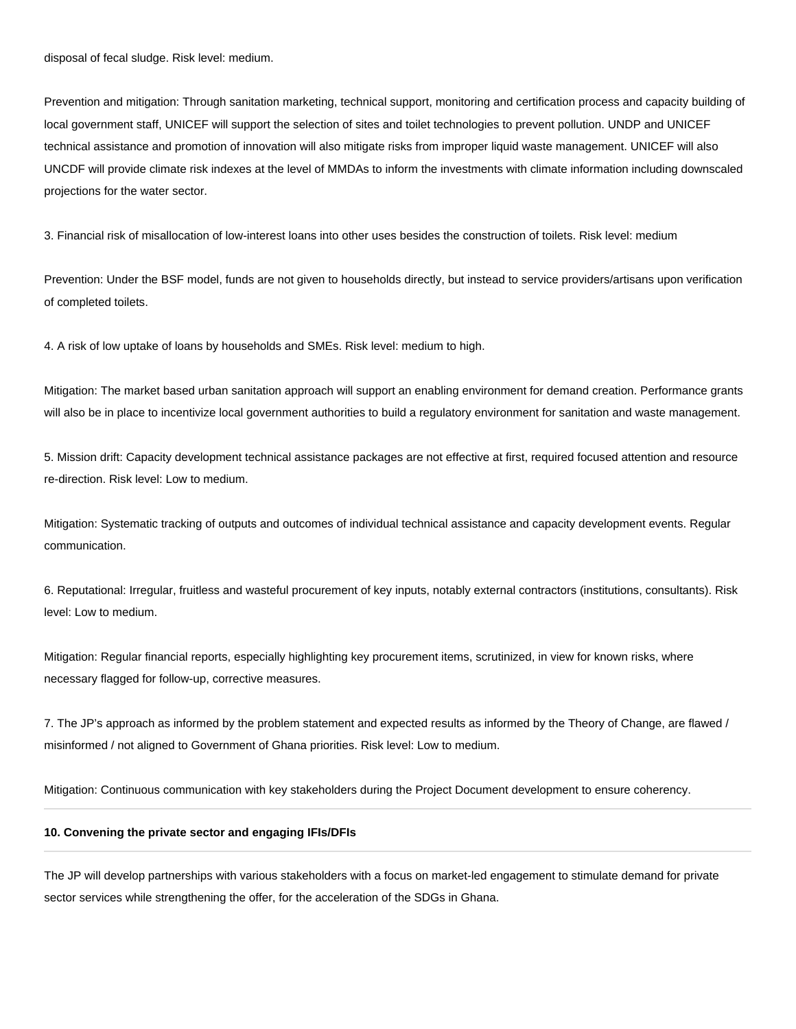disposal of fecal sludge. Risk level: medium.

Prevention and mitigation: Through sanitation marketing, technical support, monitoring and certification process and capacity building of local government staff, UNICEF will support the selection of sites and toilet technologies to prevent pollution. UNDP and UNICEF technical assistance and promotion of innovation will also mitigate risks from improper liquid waste management. UNICEF will also UNCDF will provide climate risk indexes at the level of MMDAs to inform the investments with climate information including downscaled projections for the water sector.

3. Financial risk of misallocation of low-interest loans into other uses besides the construction of toilets. Risk level: medium

Prevention: Under the BSF model, funds are not given to households directly, but instead to service providers/artisans upon verification of completed toilets.

4. A risk of low uptake of loans by households and SMEs. Risk level: medium to high.

Mitigation: The market based urban sanitation approach will support an enabling environment for demand creation. Performance grants will also be in place to incentivize local government authorities to build a regulatory environment for sanitation and waste management.

5. Mission drift: Capacity development technical assistance packages are not effective at first, required focused attention and resource re-direction. Risk level: Low to medium.

Mitigation: Systematic tracking of outputs and outcomes of individual technical assistance and capacity development events. Regular communication.

6. Reputational: Irregular, fruitless and wasteful procurement of key inputs, notably external contractors (institutions, consultants). Risk level: Low to medium.

Mitigation: Regular financial reports, especially highlighting key procurement items, scrutinized, in view for known risks, where necessary flagged for follow-up, corrective measures.

7. The JP's approach as informed by the problem statement and expected results as informed by the Theory of Change, are flawed / misinformed / not aligned to Government of Ghana priorities. Risk level: Low to medium.

Mitigation: Continuous communication with key stakeholders during the Project Document development to ensure coherency.

---

**10. Convening the private sector and engaging IFIs/DFIs**

---

The JP will develop partnerships with various stakeholders with a focus on market-led engagement to stimulate demand for private sector services while strengthening the offer, for the acceleration of the SDGs in Ghana.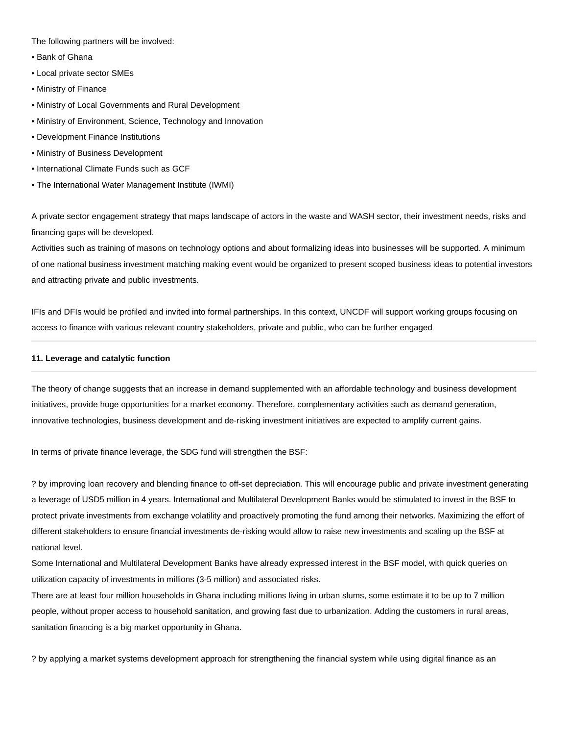The following partners will be involved:

- Bank of Ghana
- Local private sector SMEs
- Ministry of Finance
- Ministry of Local Governments and Rural Development
- Ministry of Environment, Science, Technology and Innovation
- Development Finance Institutions
- Ministry of Business Development
- International Climate Funds such as GCF
- The International Water Management Institute (IWMI)

A private sector engagement strategy that maps landscape of actors in the waste and WASH sector, their investment needs, risks and financing gaps will be developed.
Activities such as training of masons on technology options and about formalizing ideas into businesses will be supported. A minimum of one national business investment matching making event would be organized to present scoped business ideas to potential investors and attracting private and public investments.

IFIs and DFIs would be profiled and invited into formal partnerships. In this context, UNCDF will support working groups focusing on access to finance with various relevant country stakeholders, private and public, who can be further engaged

---

**11. Leverage and catalytic function**

---

The theory of change suggests that an increase in demand supplemented with an affordable technology and business development initiatives, provide huge opportunities for a market economy. Therefore, complementary activities such as demand generation, innovative technologies, business development and de-risking investment initiatives are expected to amplify current gains.

In terms of private finance leverage, the SDG fund will strengthen the BSF:

? by improving loan recovery and blending finance to off-set depreciation. This will encourage public and private investment generating a leverage of USD5 million in 4 years. International and Multilateral Development Banks would be stimulated to invest in the BSF to protect private investments from exchange volatility and proactively promoting the fund among their networks. Maximizing the effort of different stakeholders to ensure financial investments de-risking would allow to raise new investments and scaling up the BSF at national level.
Some International and Multilateral Development Banks have already expressed interest in the BSF model, with quick queries on utilization capacity of investments in millions (3-5 million) and associated risks.
There are at least four million households in Ghana including millions living in urban slums, some estimate it to be up to 7 million people, without proper access to household sanitation, and growing fast due to urbanization. Adding the customers in rural areas, sanitation financing is a big market opportunity in Ghana.

? by applying a market systems development approach for strengthening the financial system while using digital finance as an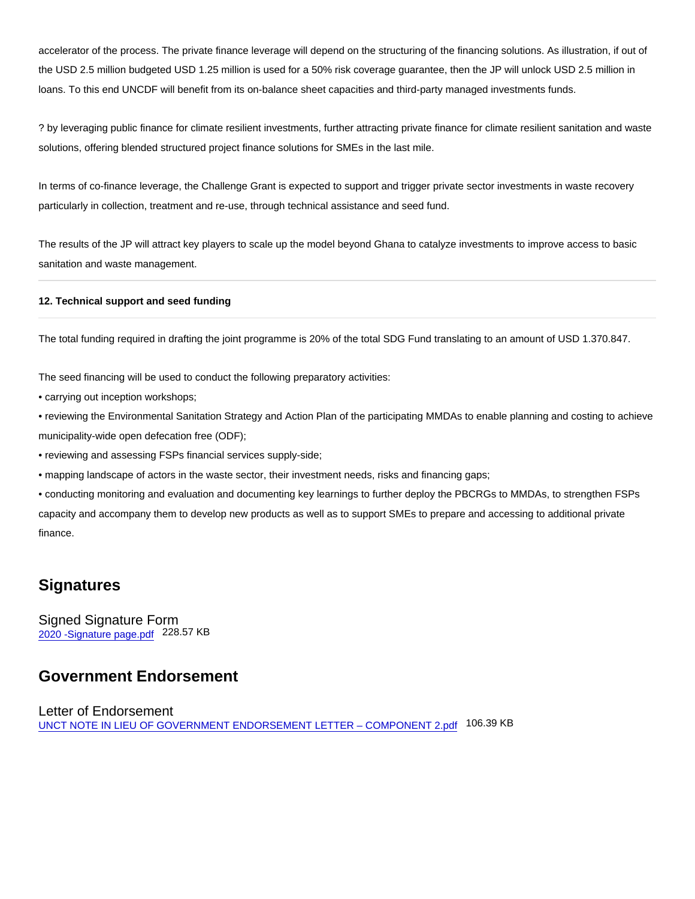accelerator of the process. The private finance leverage will depend on the structuring of the financing solutions. As illustration, if out of the USD 2.5 million budgeted USD 1.25 million is used for a 50% risk coverage guarantee, then the JP will unlock USD 2.5 million in loans. To this end UNCDF will benefit from its on-balance sheet capacities and third-party managed investments funds.

? by leveraging public finance for climate resilient investments, further attracting private finance for climate resilient sanitation and waste solutions, offering blended structured project finance solutions for SMEs in the last mile.

In terms of co-finance leverage, the Challenge Grant is expected to support and trigger private sector investments in waste recovery particularly in collection, treatment and re-use, through technical assistance and seed fund.

The results of the JP will attract key players to scale up the model beyond Ghana to catalyze investments to improve access to basic sanitation and waste management.

---

**12. Technical support and seed funding**

---

The total funding required in drafting the joint programme is 20% of the total SDG Fund translating to an amount of USD 1.370.847.

The seed financing will be used to conduct the following preparatory activities:

- carrying out inception workshops;
- reviewing the Environmental Sanitation Strategy and Action Plan of the participating MMDAs to enable planning and costing to achieve municipality-wide open defecation free (ODF);
- reviewing and assessing FSPs financial services supply-side;
- mapping landscape of actors in the waste sector, their investment needs, risks and financing gaps;
- conducting monitoring and evaluation and documenting key learnings to further deploy the PBCRGs to MMDAs, to strengthen FSPs capacity and accompany them to develop new products as well as to support SMEs to prepare and accessing to additional private finance.

## Signatures

Signed Signature Form
2020 -Signature page.pdf 228.57 KB

## Government Endorsement

Letter of Endorsement
UNCT NOTE IN LIEU OF GOVERNMENT ENDORSEMENT LETTER – COMPONENT 2.pdf 106.39 KB